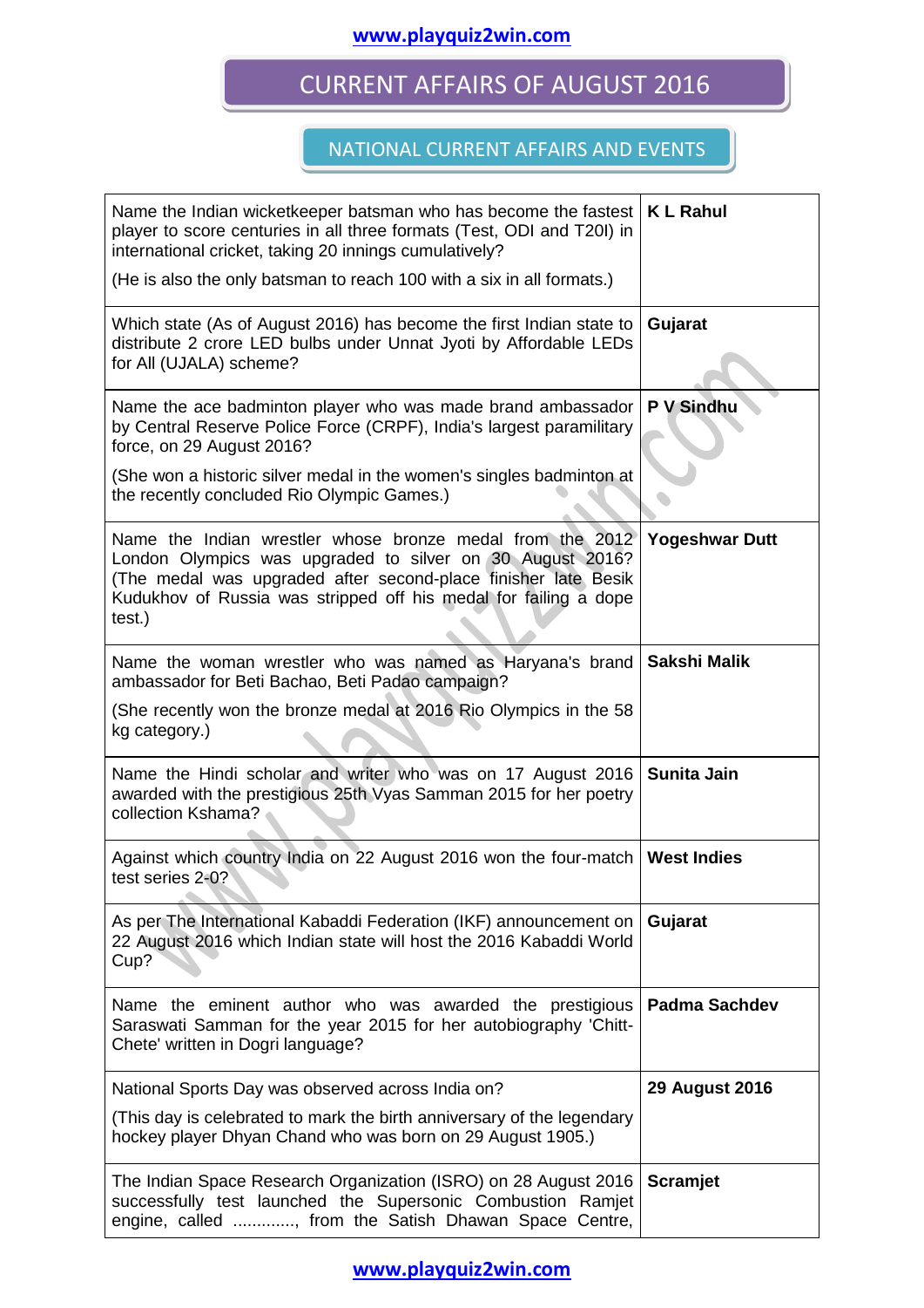# CURRENT AFFAIRS OF AUGUST 2016

## NATIONAL CURRENT AFFAIRS AND EVENTS

| Question | Answer |
|---|---|
| Name the Indian wicketkeeper batsman who has become the fastest player to score centuries in all three formats (Test, ODI and T20I) in international cricket, taking 20 innings cumulatively?<br><br>(He is also the only batsman to reach 100 with a six in all formats.) | **K L Rahul** |
| Which state (As of August 2016) has become the first Indian state to distribute 2 crore LED bulbs under Unnat Jyoti by Affordable LEDs for All (UJALA) scheme? | **Gujarat** |
| Name the ace badminton player who was made brand ambassador by Central Reserve Police Force (CRPF), India's largest paramilitary force, on 29 August 2016?<br><br>(She won a historic silver medal in the women's singles badminton at the recently concluded Rio Olympic Games.) | **P V Sindhu** |
| Name the Indian wrestler whose bronze medal from the 2012 London Olympics was upgraded to silver on 30 August 2016? (The medal was upgraded after second-place finisher late Besik Kudukhov of Russia was stripped off his medal for failing a dope test.) | **Yogeshwar Dutt** |
| Name the woman wrestler who was named as Haryana's brand ambassador for Beti Bachao, Beti Padao campaign?<br><br>(She recently won the bronze medal at 2016 Rio Olympics in the 58 kg category.) | **Sakshi Malik** |
| Name the Hindi scholar and writer who was on 17 August 2016 awarded with the prestigious 25th Vyas Samman 2015 for her poetry collection Kshama? | **Sunita Jain** |
| Against which country India on 22 August 2016 won the four-match test series 2-0? | **West Indies** |
| As per The International Kabaddi Federation (IKF) announcement on 22 August 2016 which Indian state will host the 2016 Kabaddi World Cup? | **Gujarat** |
| Name the eminent author who was awarded the prestigious Saraswati Samman for the year 2015 for her autobiography 'Chitt-Chete' written in Dogri language? | **Padma Sachdev** |
| National Sports Day was observed across India on?<br><br>(This day is celebrated to mark the birth anniversary of the legendary hockey player Dhyan Chand who was born on 29 August 1905.) | **29 August 2016** |
| The Indian Space Research Organization (ISRO) on 28 August 2016 successfully test launched the Supersonic Combustion Ramjet engine, called ............, from the Satish Dhawan Space Centre, | **Scramjet** |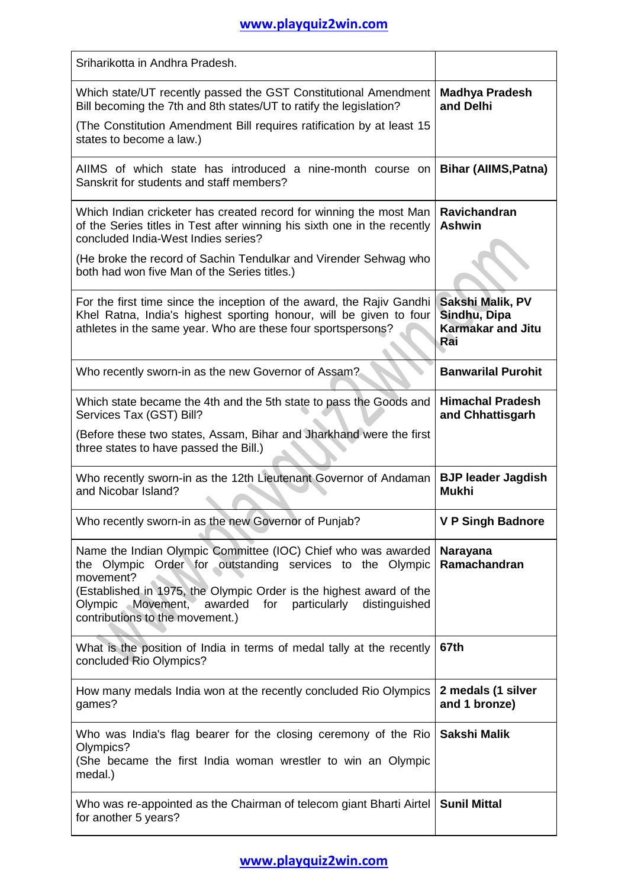| | |
|---|---|
| Sriharikotta in Andhra Pradesh. | |
| Which state/UT recently passed the GST Constitutional Amendment Bill becoming the 7th and 8th states/UT to ratify the legislation?<br><br>(The Constitution Amendment Bill requires ratification by at least 15 states to become a law.) | **Madhya Pradesh and Delhi** |
| AIIMS of which state has introduced a nine-month course on Sanskrit for students and staff members? | **Bihar (AIIMS,Patna)** |
| Which Indian cricketer has created record for winning the most Man of the Series titles in Test after winning his sixth one in the recently concluded India-West Indies series?<br><br>(He broke the record of Sachin Tendulkar and Virender Sehwag who both had won five Man of the Series titles.) | **Ravichandran Ashwin** |
| For the first time since the inception of the award, the Rajiv Gandhi Khel Ratna, India's highest sporting honour, will be given to four athletes in the same year. Who are these four sportspersons? | **Sakshi Malik, PV Sindhu, Dipa Karmakar and Jitu Rai** |
| Who recently sworn-in as the new Governor of Assam? | **Banwarilal Purohit** |
| Which state became the 4th and the 5th state to pass the Goods and Services Tax (GST) Bill?<br><br>(Before these two states, Assam, Bihar and Jharkhand were the first three states to have passed the Bill.) | **Himachal Pradesh and Chhattisgarh** |
| Who recently sworn-in as the 12th Lieutenant Governor of Andaman and Nicobar Island? | **BJP leader Jagdish Mukhi** |
| Who recently sworn-in as the new Governor of Punjab? | **V P Singh Badnore** |
| Name the Indian Olympic Committee (IOC) Chief who was awarded the Olympic Order for outstanding services to the Olympic movement?<br>(Established in 1975, the Olympic Order is the highest award of the Olympic Movement, awarded for particularly distinguished contributions to the movement.) | **Narayana Ramachandran** |
| What is the position of India in terms of medal tally at the recently concluded Rio Olympics? | **67th** |
| How many medals India won at the recently concluded Rio Olympics games? | **2 medals (1 silver and 1 bronze)** |
| Who was India's flag bearer for the closing ceremony of the Rio Olympics?<br>(She became the first India woman wrestler to win an Olympic medal.) | **Sakshi Malik** |
| Who was re-appointed as the Chairman of telecom giant Bharti Airtel for another 5 years? | **Sunil Mittal** |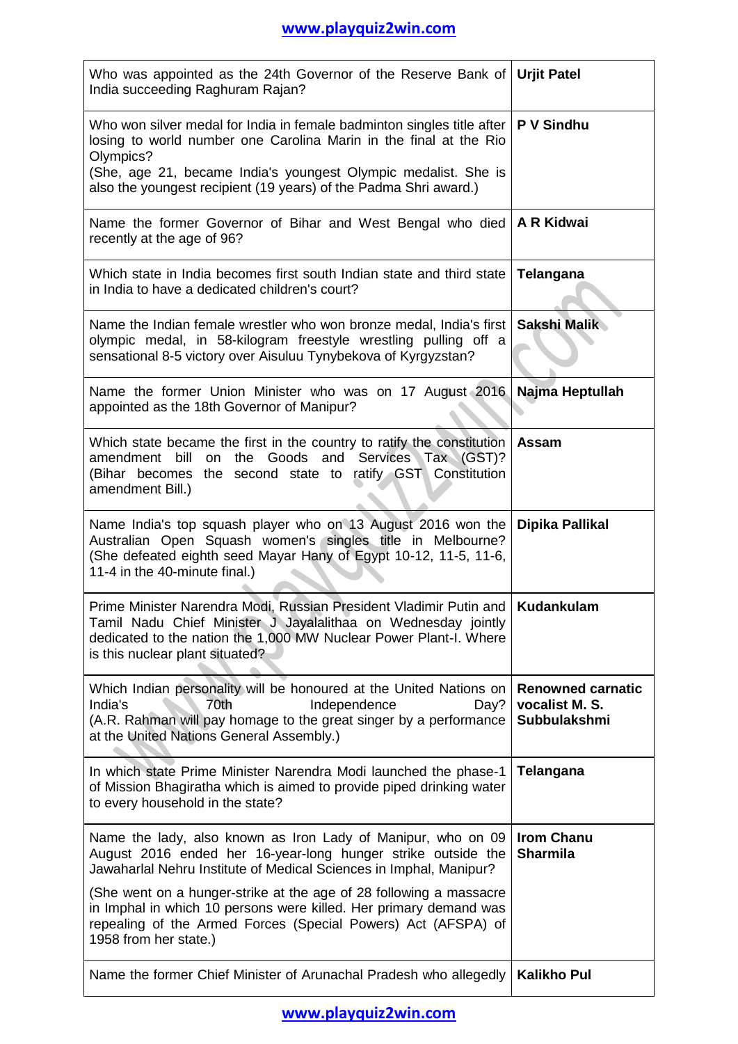| | |
|---|---|
| Who was appointed as the 24th Governor of the Reserve Bank of India succeeding Raghuram Rajan? | **Urjit Patel** |
| Who won silver medal for India in female badminton singles title after losing to world number one Carolina Marin in the final at the Rio Olympics?<br>(She, age 21, became India's youngest Olympic medalist. She is also the youngest recipient (19 years) of the Padma Shri award.) | **P V Sindhu** |
| Name the former Governor of Bihar and West Bengal who died recently at the age of 96? | **A R Kidwai** |
| Which state in India becomes first south Indian state and third state in India to have a dedicated children's court? | **Telangana** |
| Name the Indian female wrestler who won bronze medal, India's first olympic medal, in 58-kilogram freestyle wrestling pulling off a sensational 8-5 victory over Aisuluu Tynybekova of Kyrgyzstan? | **Sakshi Malik** |
| Name the former Union Minister who was on 17 August 2016 appointed as the 18th Governor of Manipur? | **Najma Heptullah** |
| Which state became the first in the country to ratify the constitution amendment bill on the Goods and Services Tax (GST)?<br>(Bihar becomes the second state to ratify GST Constitution amendment Bill.) | **Assam** |
| Name India's top squash player who on 13 August 2016 won the Australian Open Squash women's singles title in Melbourne?<br>(She defeated eighth seed Mayar Hany of Egypt 10-12, 11-5, 11-6, 11-4 in the 40-minute final.) | **Dipika Pallikal** |
| Prime Minister Narendra Modi, Russian President Vladimir Putin and Tamil Nadu Chief Minister J Jayalalithaa on Wednesday jointly dedicated to the nation the 1,000 MW Nuclear Power Plant-I. Where is this nuclear plant situated? | **Kudankulam** |
| Which Indian personality will be honoured at the United Nations on India's 70th Independence Day?<br>(A.R. Rahman will pay homage to the great singer by a performance at the United Nations General Assembly.) | **Renowned carnatic vocalist M. S. Subbulakshmi** |
| In which state Prime Minister Narendra Modi launched the phase-1 of Mission Bhagiratha which is aimed to provide piped drinking water to every household in the state? | **Telangana** |
| Name the lady, also known as Iron Lady of Manipur, who on 09 August 2016 ended her 16-year-long hunger strike outside the Jawaharlal Nehru Institute of Medical Sciences in Imphal, Manipur?<br><br>(She went on a hunger-strike at the age of 28 following a massacre in Imphal in which 10 persons were killed. Her primary demand was repealing of the Armed Forces (Special Powers) Act (AFSPA) of 1958 from her state.) | **Irom Chanu Sharmila** |
| Name the former Chief Minister of Arunachal Pradesh who allegedly | **Kalikho Pul** |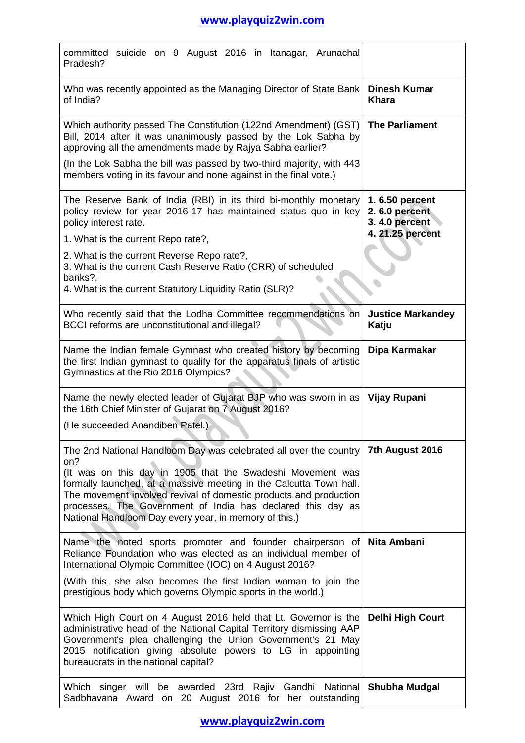| | |
|---|---|
| committed suicide on 9 August 2016 in Itanagar, Arunachal Pradesh? | |
| Who was recently appointed as the Managing Director of State Bank of India? | **Dinesh Kumar Khara** |
| Which authority passed The Constitution (122nd Amendment) (GST) Bill, 2014 after it was unanimously passed by the Lok Sabha by approving all the amendments made by Rajya Sabha earlier?<br><br>(In the Lok Sabha the bill was passed by two-third majority, with 443 members voting in its favour and none against in the final vote.) | **The Parliament** |
| The Reserve Bank of India (RBI) in its third bi-monthly monetary policy review for year 2016-17 has maintained status quo in key policy interest rate.<br><br>1. What is the current Repo rate?,<br><br>2. What is the current Reverse Repo rate?,<br>3. What is the current Cash Reserve Ratio (CRR) of scheduled banks?,<br>4. What is the current Statutory Liquidity Ratio (SLR)? | **1. 6.50 percent**<br>**2. 6.0 percent**<br>**3. 4.0 percent**<br>**4. 21.25 percent** |
| Who recently said that the Lodha Committee recommendations on BCCI reforms are unconstitutional and illegal? | **Justice Markandey Katju** |
| Name the Indian female Gymnast who created history by becoming the first Indian gymnast to qualify for the apparatus finals of artistic Gymnastics at the Rio 2016 Olympics? | **Dipa Karmakar** |
| Name the newly elected leader of Gujarat BJP who was sworn in as the 16th Chief Minister of Gujarat on 7 August 2016?<br><br>(He succeeded Anandiben Patel.) | **Vijay Rupani** |
| The 2nd National Handloom Day was celebrated all over the country on?<br>(It was on this day in 1905 that the Swadeshi Movement was formally launched, at a massive meeting in the Calcutta Town hall. The movement involved revival of domestic products and production processes. The Government of India has declared this day as National Handloom Day every year, in memory of this.) | **7th August 2016** |
| Name the noted sports promoter and founder chairperson of Reliance Foundation who was elected as an individual member of International Olympic Committee (IOC) on 4 August 2016?<br><br>(With this, she also becomes the first Indian woman to join the prestigious body which governs Olympic sports in the world.) | **Nita Ambani** |
| Which High Court on 4 August 2016 held that Lt. Governor is the administrative head of the National Capital Territory dismissing AAP Government's plea challenging the Union Government's 21 May 2015 notification giving absolute powers to LG in appointing bureaucrats in the national capital? | **Delhi High Court** |
| Which singer will be awarded 23rd Rajiv Gandhi National Sadbhavana Award on 20 August 2016 for her outstanding | **Shubha Mudgal** |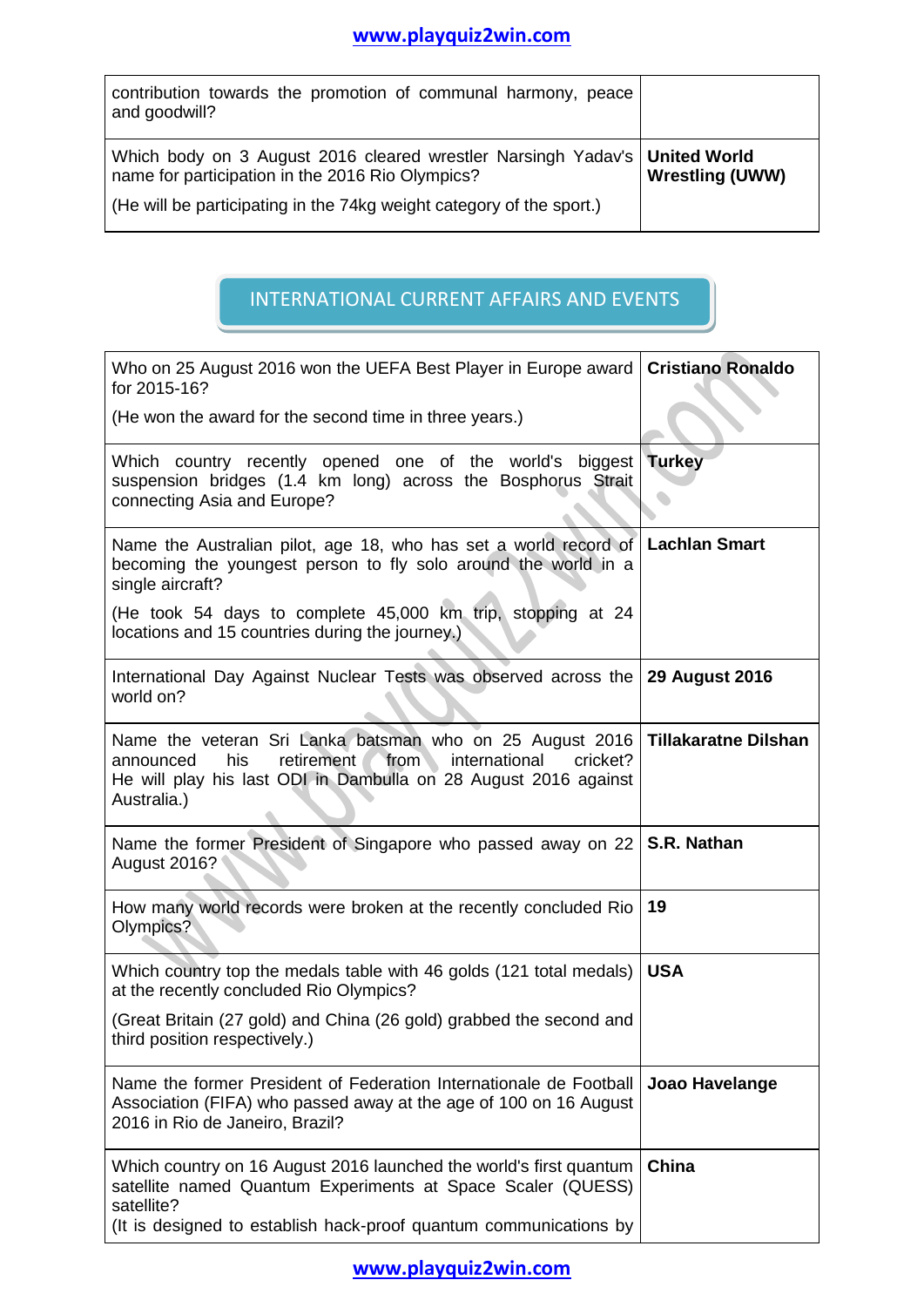| | |
|---|---|
| contribution towards the promotion of communal harmony, peace and goodwill? | |
| Which body on 3 August 2016 cleared wrestler Narsingh Yadav's name for participation in the 2016 Rio Olympics?<br><br>(He will be participating in the 74kg weight category of the sport.) | **United World Wrestling (UWW)** |

## INTERNATIONAL CURRENT AFFAIRS AND EVENTS

| | |
|---|---|
| Who on 25 August 2016 won the UEFA Best Player in Europe award for 2015-16?<br><br>(He won the award for the second time in three years.) | **Cristiano Ronaldo** |
| Which country recently opened one of the world's biggest suspension bridges (1.4 km long) across the Bosphorus Strait connecting Asia and Europe? | **Turkey** |
| Name the Australian pilot, age 18, who has set a world record of becoming the youngest person to fly solo around the world in a single aircraft?<br><br>(He took 54 days to complete 45,000 km trip, stopping at 24 locations and 15 countries during the journey.) | **Lachlan Smart** |
| International Day Against Nuclear Tests was observed across the world on? | **29 August 2016** |
| Name the veteran Sri Lanka batsman who on 25 August 2016 announced his retirement from international cricket? He will play his last ODI in Dambulla on 28 August 2016 against Australia.) | **Tillakaratne Dilshan** |
| Name the former President of Singapore who passed away on 22 August 2016? | **S.R. Nathan** |
| How many world records were broken at the recently concluded Rio Olympics? | **19** |
| Which country top the medals table with 46 golds (121 total medals) at the recently concluded Rio Olympics?<br><br>(Great Britain (27 gold) and China (26 gold) grabbed the second and third position respectively.) | **USA** |
| Name the former President of Federation Internationale de Football Association (FIFA) who passed away at the age of 100 on 16 August 2016 in Rio de Janeiro, Brazil? | **Joao Havelange** |
| Which country on 16 August 2016 launched the world's first quantum satellite named Quantum Experiments at Space Scaler (QUESS) satellite?<br>(It is designed to establish hack-proof quantum communications by | **China** |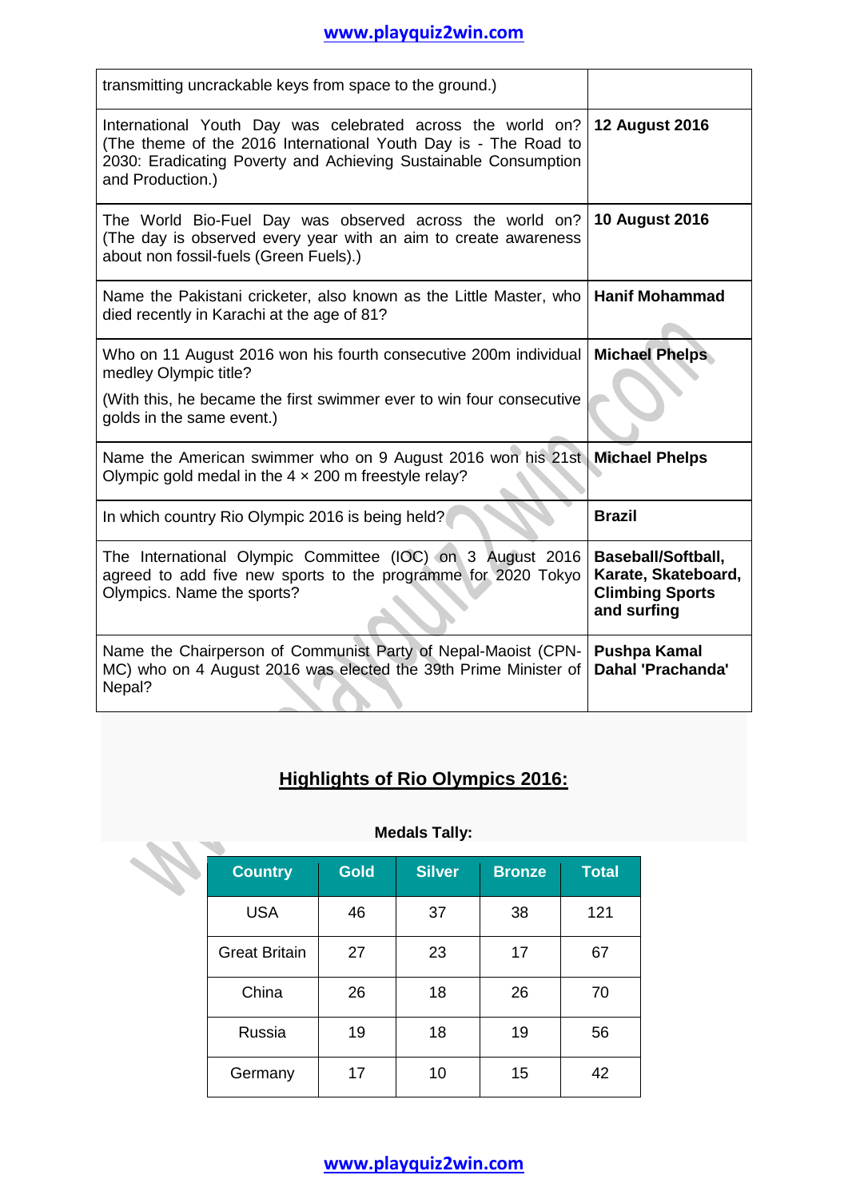| | |
|---|---|
| transmitting uncrackable keys from space to the ground.) | |
| International Youth Day was celebrated across the world on? (The theme of the 2016 International Youth Day is - The Road to 2030: Eradicating Poverty and Achieving Sustainable Consumption and Production.) | **12 August 2016** |
| The World Bio-Fuel Day was observed across the world on? (The day is observed every year with an aim to create awareness about non fossil-fuels (Green Fuels).) | **10 August 2016** |
| Name the Pakistani cricketer, also known as the Little Master, who died recently in Karachi at the age of 81? | **Hanif Mohammad** |
| Who on 11 August 2016 won his fourth consecutive 200m individual medley Olympic title? (With this, he became the first swimmer ever to win four consecutive golds in the same event.) | **Michael Phelps** |
| Name the American swimmer who on 9 August 2016 won his 21st Olympic gold medal in the 4 × 200 m freestyle relay? | **Michael Phelps** |
| In which country Rio Olympic 2016 is being held? | **Brazil** |
| The International Olympic Committee (IOC) on 3 August 2016 agreed to add five new sports to the programme for 2020 Tokyo Olympics. Name the sports? | **Baseball/Softball, Karate, Skateboard, Climbing Sports and surfing** |
| Name the Chairperson of Communist Party of Nepal-Maoist (CPN-MC) who on 4 August 2016 was elected the 39th Prime Minister of Nepal? | **Pushpa Kamal Dahal 'Prachanda'** |

## Highlights of Rio Olympics 2016:

**Medals Tally:**

| Country | Gold | Silver | Bronze | Total |
|---|---|---|---|---|
| USA | 46 | 37 | 38 | 121 |
| Great Britain | 27 | 23 | 17 | 67 |
| China | 26 | 18 | 26 | 70 |
| Russia | 19 | 18 | 19 | 56 |
| Germany | 17 | 10 | 15 | 42 |